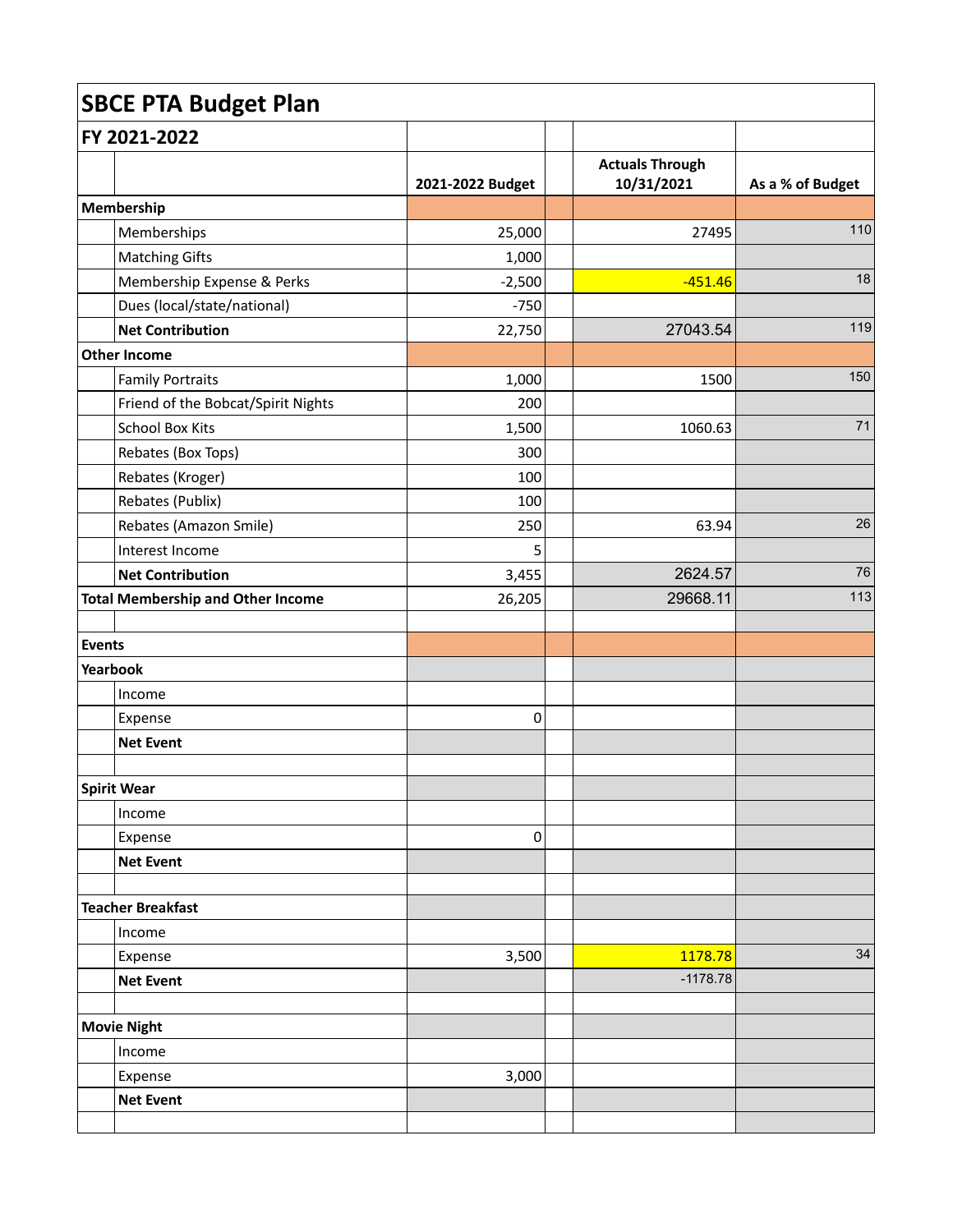# SBCE PTA Budget Plan

## FY 2021-2022

| | | 2021-2022 Budget | | Actuals Through 10/31/2021 | As a % of Budget |
|---|---|---|---|---|---|
| **Membership** | | | | | |
| | Memberships | 25,000 | | 27495 | 110 |
| | Matching Gifts | 1,000 | | | |
| | Membership Expense & Perks | -2,500 | | -451.46 | 18 |
| | Dues (local/state/national) | -750 | | | |
| | **Net Contribution** | 22,750 | | 27043.54 | 119 |
| **Other Income** | | | | | |
| | Family Portraits | 1,000 | | 1500 | 150 |
| | Friend of the Bobcat/Spirit Nights | 200 | | | |
| | School Box Kits | 1,500 | | 1060.63 | 71 |
| | Rebates (Box Tops) | 300 | | | |
| | Rebates (Kroger) | 100 | | | |
| | Rebates (Publix) | 100 | | | |
| | Rebates (Amazon Smile) | 250 | | 63.94 | 26 |
| | Interest Income | 5 | | | |
| | **Net Contribution** | 3,455 | | 2624.57 | 76 |
| **Total Membership and Other Income** | | 26,205 | | 29668.11 | 113 |
| | | | | | |
| **Events** | | | | | |
| **Yearbook** | | | | | |
| | Income | | | | |
| | Expense | 0 | | | |
| | **Net Event** | | | | |
| | | | | | |
| **Spirit Wear** | | | | | |
| | Income | | | | |
| | Expense | 0 | | | |
| | **Net Event** | | | | |
| | | | | | |
| **Teacher Breakfast** | | | | | |
| | Income | | | | |
| | Expense | 3,500 | | 1178.78 | 34 |
| | **Net Event** | | | -1178.78 | |
| | | | | | |
| **Movie Night** | | | | | |
| | Income | | | | |
| | Expense | 3,000 | | | |
| | **Net Event** | | | | |
| | | | | | |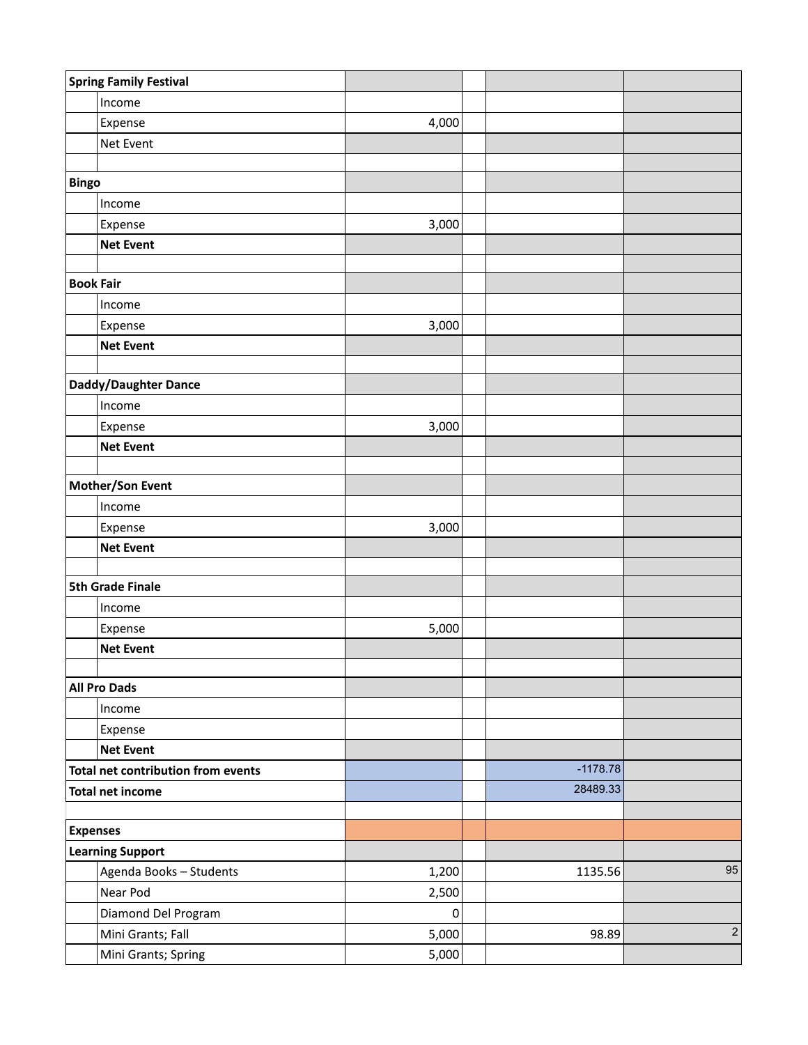| | | | | | |
|---|---|---|---|---|---|
| **Spring Family Festival** | | | | | |
| | Income | | | | |
| | Expense | 4,000 | | | |
| | Net Event | | | | |
| | | | | | |
| **Bingo** | | | | | |
| | Income | | | | |
| | Expense | 3,000 | | | |
| | **Net Event** | | | | |
| | | | | | |
| **Book Fair** | | | | | |
| | Income | | | | |
| | Expense | 3,000 | | | |
| | **Net Event** | | | | |
| | | | | | |
| **Daddy/Daughter Dance** | | | | | |
| | Income | | | | |
| | Expense | 3,000 | | | |
| | **Net Event** | | | | |
| | | | | | |
| **Mother/Son Event** | | | | | |
| | Income | | | | |
| | Expense | 3,000 | | | |
| | **Net Event** | | | | |
| | | | | | |
| **5th Grade Finale** | | | | | |
| | Income | | | | |
| | Expense | 5,000 | | | |
| | **Net Event** | | | | |
| | | | | | |
| **All Pro Dads** | | | | | |
| | Income | | | | |
| | Expense | | | | |
| | **Net Event** | | | | |
| **Total net contribution from events** | | | | -1178.78 | |
| **Total net income** | | | | 28489.33 | |
| | | | | | |
| **Expenses** | | | | | |
| **Learning Support** | | | | | |
| | Agenda Books – Students | 1,200 | | 1135.56 | 95 |
| | Near Pod | 2,500 | | | |
| | Diamond Del Program | 0 | | | |
| | Mini Grants; Fall | 5,000 | | 98.89 | 2 |
| | Mini Grants; Spring | 5,000 | | | |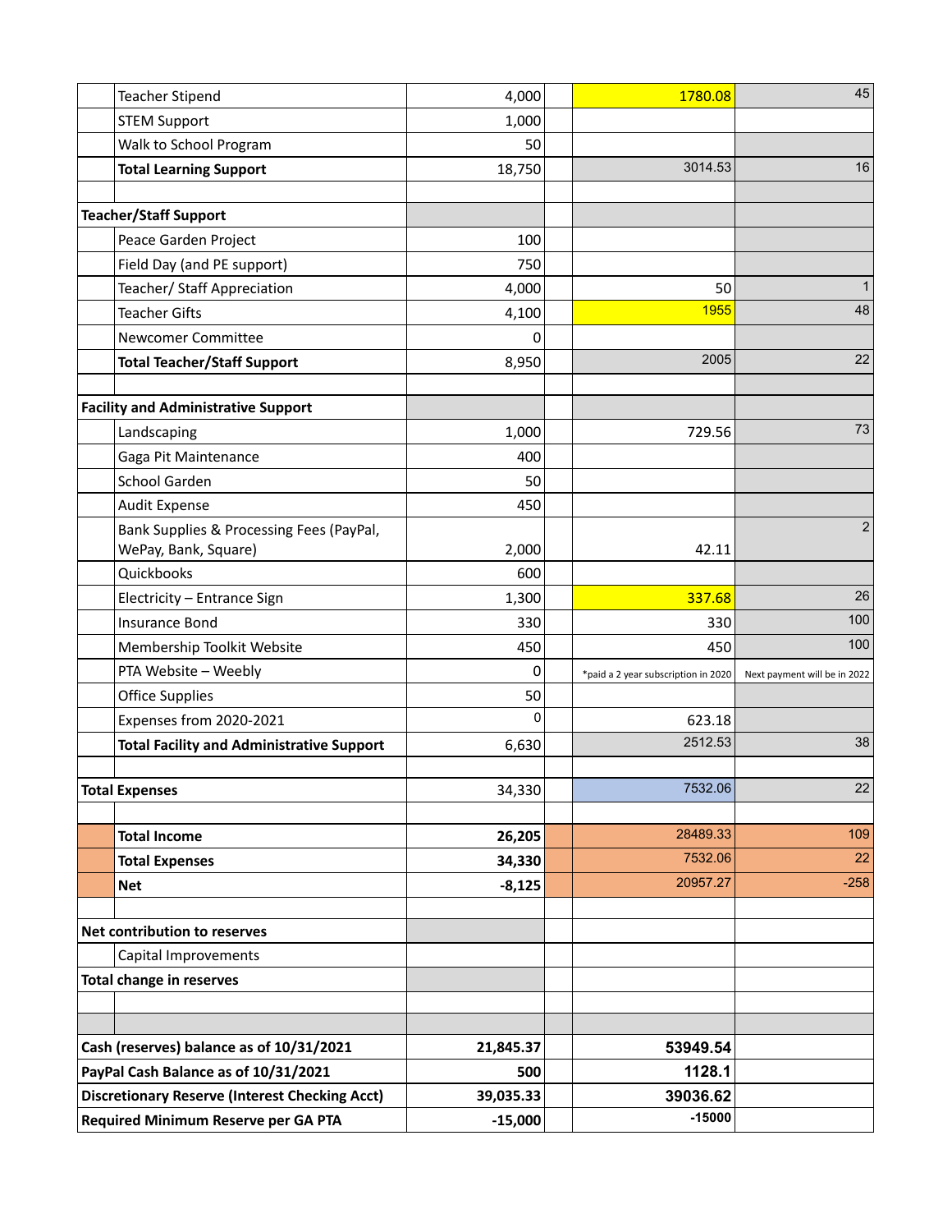| | | | | | |
|---|---|---|---|---|---|
| | Teacher Stipend | 4,000 | | 1780.08 | 45 |
| | STEM Support | 1,000 | | | |
| | Walk to School Program | 50 | | | |
| | **Total Learning Support** | 18,750 | | 3014.53 | 16 |
| | | | | | |
| **Teacher/Staff Support** | | | | | |
| | Peace Garden Project | 100 | | | |
| | Field Day (and PE support) | 750 | | | |
| | Teacher/ Staff Appreciation | 4,000 | | 50 | 1 |
| | Teacher Gifts | 4,100 | | 1955 | 48 |
| | Newcomer Committee | 0 | | | |
| | **Total Teacher/Staff Support** | 8,950 | | 2005 | 22 |
| | | | | | |
| **Facility and Administrative Support** | | | | | |
| | Landscaping | 1,000 | | 729.56 | 73 |
| | Gaga Pit Maintenance | 400 | | | |
| | School Garden | 50 | | | |
| | Audit Expense | 450 | | | |
| | Bank Supplies & Processing Fees (PayPal, WePay, Bank, Square) | 2,000 | | 42.11 | 2 |
| | Quickbooks | 600 | | | |
| | Electricity – Entrance Sign | 1,300 | | 337.68 | 26 |
| | Insurance Bond | 330 | | 330 | 100 |
| | Membership Toolkit Website | 450 | | 450 | 100 |
| | PTA Website – Weebly | 0 | | *paid a 2 year subscription in 2020 | Next payment will be in 2022 |
| | Office Supplies | 50 | | | |
| | Expenses from 2020-2021 | 0 | | 623.18 | |
| | **Total Facility and Administrative Support** | 6,630 | | 2512.53 | 38 |
| | | | | | |
| **Total Expenses** | | 34,330 | | 7532.06 | 22 |
| | | | | | |
| | **Total Income** | **26,205** | | 28489.33 | 109 |
| | **Total Expenses** | **34,330** | | 7532.06 | 22 |
| | **Net** | **-8,125** | | 20957.27 | -258 |
| | | | | | |
| **Net contribution to reserves** | | | | | |
| | Capital Improvements | | | | |
| **Total change in reserves** | | | | | |
| | | | | | |
| | | | | | |
| **Cash (reserves) balance as of 10/31/2021** | | 21,845.37 | | **53949.54** | |
| **PayPal Cash Balance as of 10/31/2021** | | 500 | | **1128.1** | |
| **Discretionary Reserve (Interest Checking Acct)** | | 39,035.33 | | **39036.62** | |
| **Required Minimum Reserve per GA PTA** | | -15,000 | | -15000 | |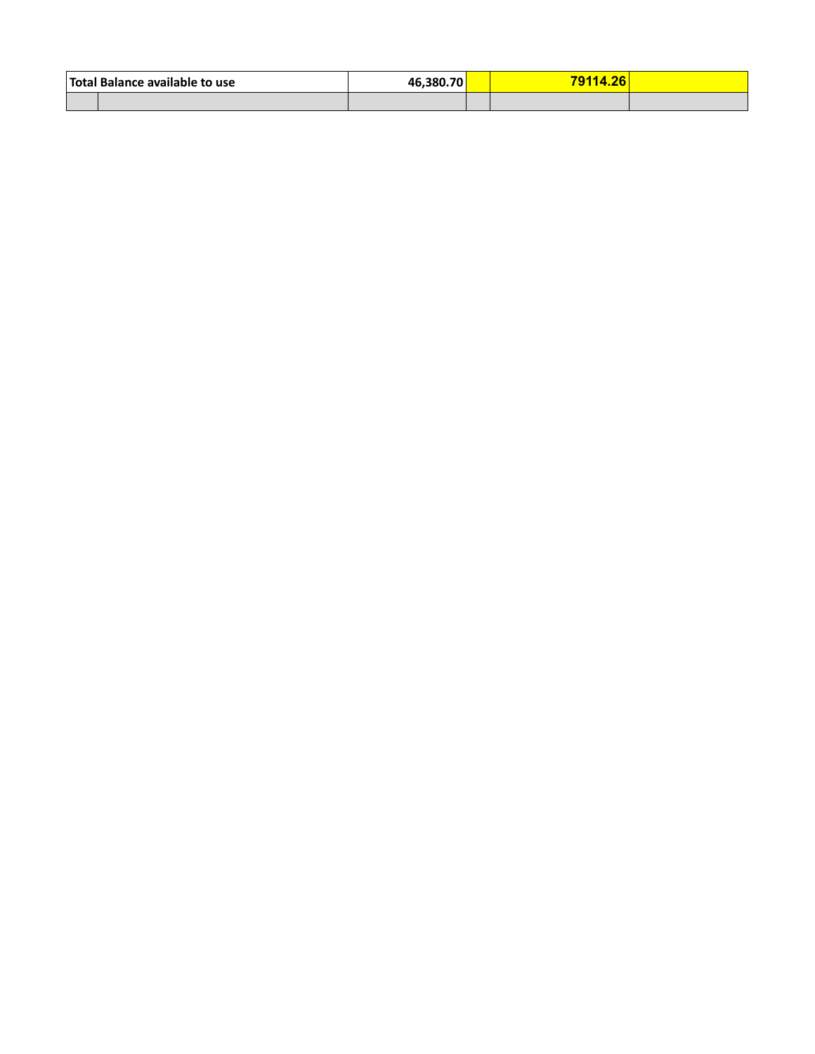| | | | | | |
|---|---|---|---|---|---|
| **Total Balance available to use** | | **46,380.70** | | **79114.26** | |
| | | | | | |